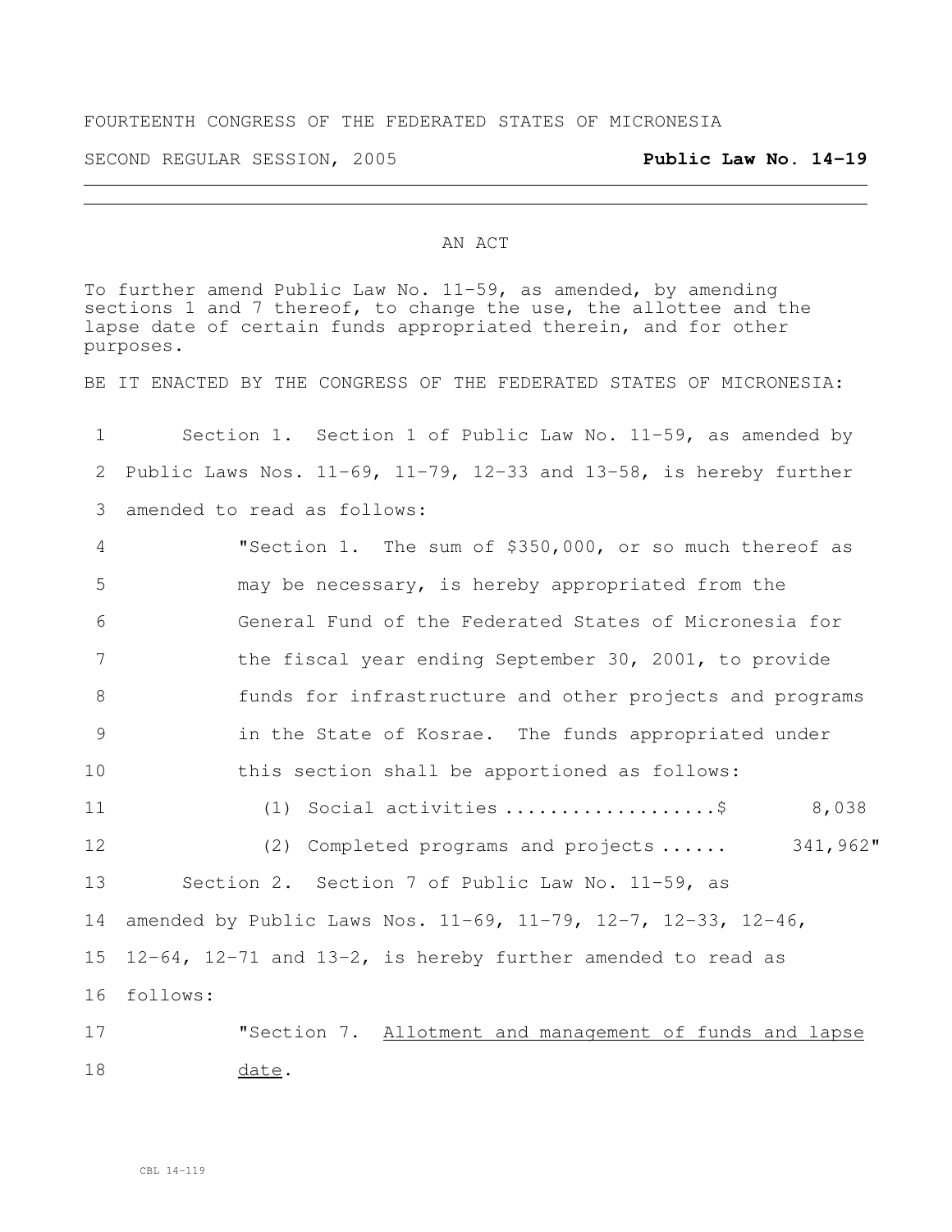FOURTEENTH CONGRESS OF THE FEDERATED STATES OF MICRONESIA

SECOND REGULAR SESSION, 2005 **Public Law No. 14-19**

AN ACT

To further amend Public Law No. 11-59, as amended, by amending sections 1 and 7 thereof, to change the use, the allottee and the lapse date of certain funds appropriated therein, and for other purposes.

BE IT ENACTED BY THE CONGRESS OF THE FEDERATED STATES OF MICRONESIA:

1 Section 1. Section 1 of Public Law No. 11-59, as amended by
2 Public Laws Nos. 11-69, 11-79, 12-33 and 13-58, is hereby further
3 amended to read as follows:

4 "Section 1. The sum of $350,000, or so much thereof as
5 may be necessary, is hereby appropriated from the
6 General Fund of the Federated States of Micronesia for
7 the fiscal year ending September 30, 2001, to provide
8 funds for infrastructure and other projects and programs
9 in the State of Kosrae. The funds appropriated under
10 this section shall be apportioned as follows:

11 (1) Social activities ...................$ 8,038
12 (2) Completed programs and projects ...... 341,962"

13 Section 2. Section 7 of Public Law No. 11-59, as
14 amended by Public Laws Nos. 11-69, 11-79, 12-7, 12-33, 12-46,
15 12-64, 12-71 and 13-2, is hereby further amended to read as
16 follows:

17 "Section 7. Allotment and management of funds and lapse
18 date.

CBL 14-119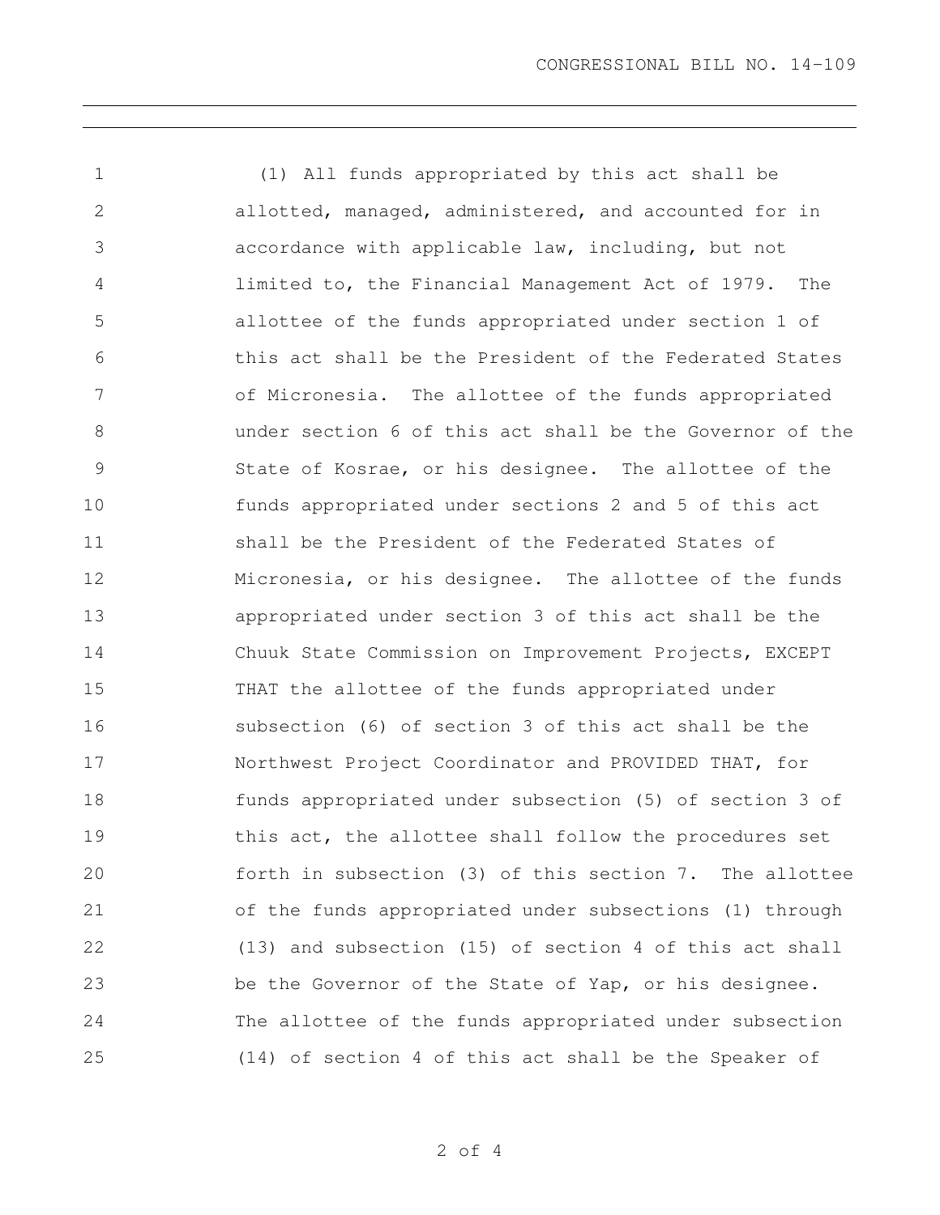(1) All funds appropriated by this act shall be allotted, managed, administered, and accounted for in accordance with applicable law, including, but not limited to, the Financial Management Act of 1979. The allottee of the funds appropriated under section 1 of this act shall be the President of the Federated States of Micronesia. The allottee of the funds appropriated under section 6 of this act shall be the Governor of the State of Kosrae, or his designee. The allottee of the funds appropriated under sections 2 and 5 of this act shall be the President of the Federated States of Micronesia, or his designee. The allottee of the funds appropriated under section 3 of this act shall be the Chuuk State Commission on Improvement Projects, EXCEPT THAT the allottee of the funds appropriated under subsection (6) of section 3 of this act shall be the Northwest Project Coordinator and PROVIDED THAT, for funds appropriated under subsection (5) of section 3 of this act, the allottee shall follow the procedures set forth in subsection (3) of this section 7. The allottee of the funds appropriated under subsections (1) through (13) and subsection (15) of section 4 of this act shall be the Governor of the State of Yap, or his designee. The allottee of the funds appropriated under subsection (14) of section 4 of this act shall be the Speaker of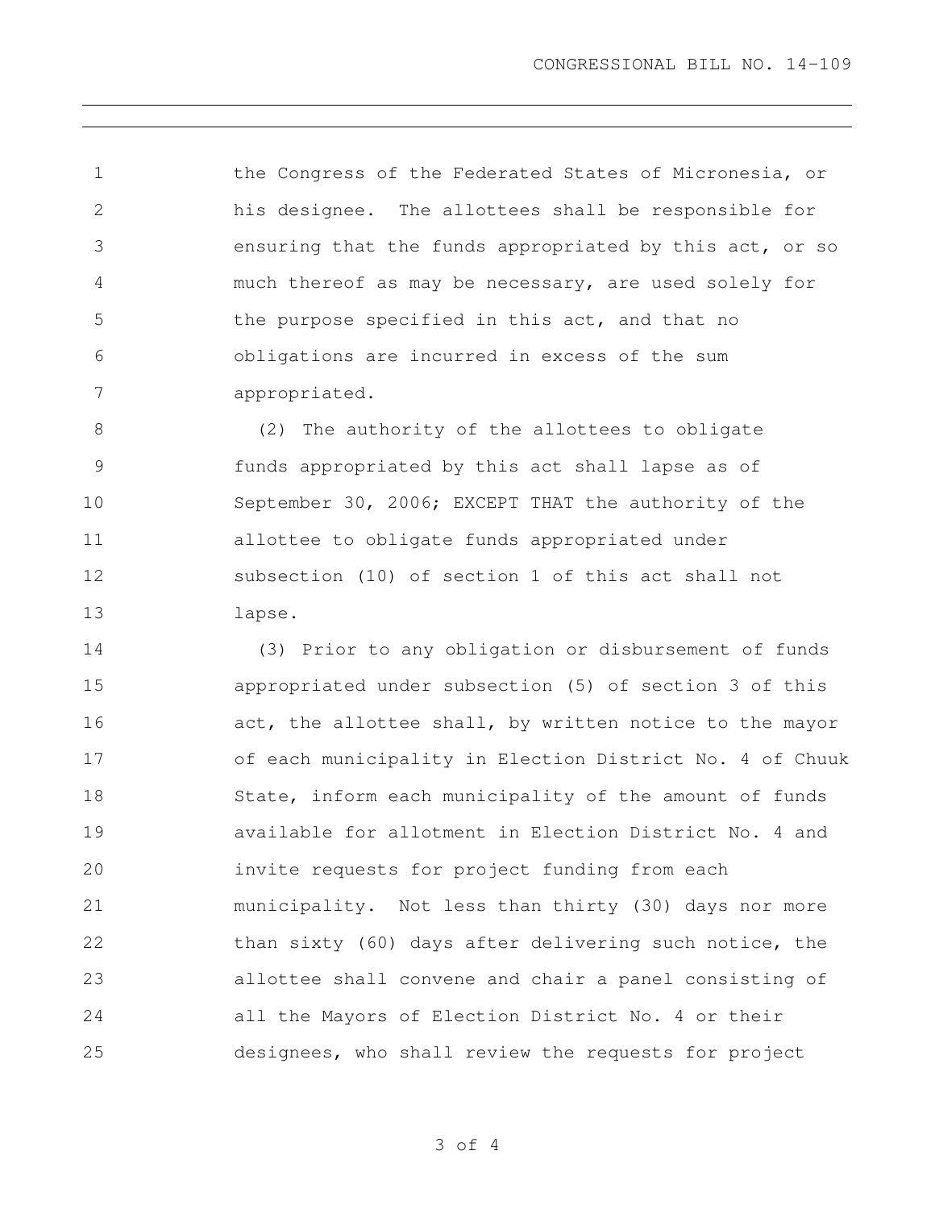the Congress of the Federated States of Micronesia, or his designee. The allottees shall be responsible for ensuring that the funds appropriated by this act, or so much thereof as may be necessary, are used solely for the purpose specified in this act, and that no obligations are incurred in excess of the sum appropriated.

(2) The authority of the allottees to obligate funds appropriated by this act shall lapse as of September 30, 2006; EXCEPT THAT the authority of the allottee to obligate funds appropriated under subsection (10) of section 1 of this act shall not lapse.

(3) Prior to any obligation or disbursement of funds appropriated under subsection (5) of section 3 of this act, the allottee shall, by written notice to the mayor of each municipality in Election District No. 4 of Chuuk State, inform each municipality of the amount of funds available for allotment in Election District No. 4 and invite requests for project funding from each municipality. Not less than thirty (30) days nor more than sixty (60) days after delivering such notice, the allottee shall convene and chair a panel consisting of all the Mayors of Election District No. 4 or their designees, who shall review the requests for project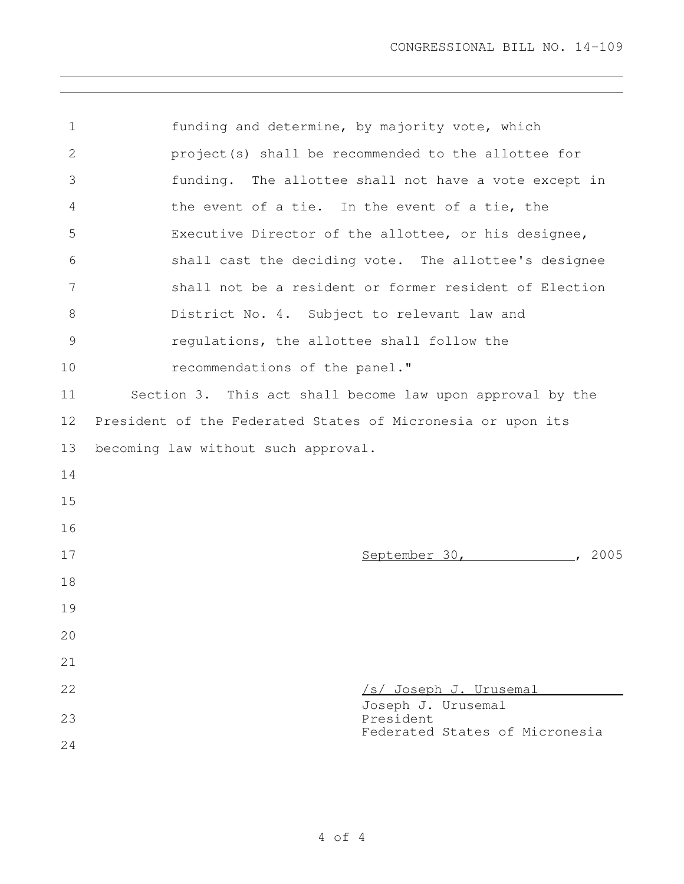funding and determine, by majority vote, which project(s) shall be recommended to the allottee for funding. The allottee shall not have a vote except in the event of a tie. In the event of a tie, the Executive Director of the allottee, or his designee, shall cast the deciding vote. The allottee's designee shall not be a resident or former resident of Election District No. 4. Subject to relevant law and regulations, the allottee shall follow the recommendations of the panel."

Section 3. This act shall become law upon approval by the President of the Federated States of Micronesia or upon its becoming law without such approval.

September 30, , 2005

/s/ Joseph J. Urusemal
Joseph J. Urusemal
President
Federated States of Micronesia